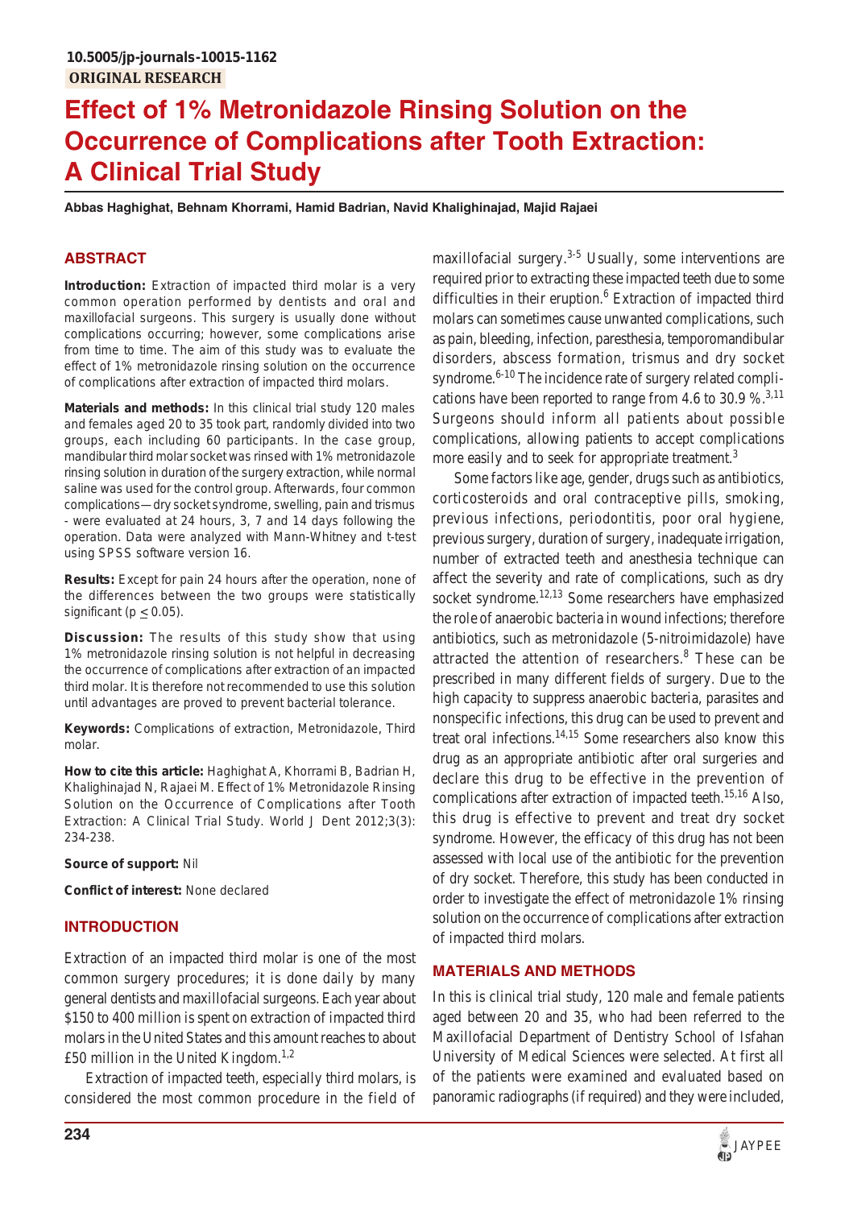10.5005/jp-journals-10015-1162

**ORIGINAL RESEARCH**

# Effect of 1% Metronidazole Rinsing Solution on the Occurrence of Complications after Tooth Extraction: A Clinical Trial Study

**Abbas Haghighat, Behnam Khorrami, Hamid Badrian, Navid Khalighinajad, Majid Rajaei**

## ABSTRACT

**Introduction:** Extraction of impacted third molar is a very common operation performed by dentists and oral and maxillofacial surgeons. This surgery is usually done without complications occurring; however, some complications arise from time to time. The aim of this study was to evaluate the effect of 1% metronidazole rinsing solution on the occurrence of complications after extraction of impacted third molars.

**Materials and methods:** In this clinical trial study 120 males and females aged 20 to 35 took part, randomly divided into two groups, each including 60 participants. In the case group, mandibular third molar socket was rinsed with 1% metronidazole rinsing solution in duration of the surgery extraction, while normal saline was used for the control group. Afterwards, four common complications—dry socket syndrome, swelling, pain and trismus - were evaluated at 24 hours, 3, 7 and 14 days following the operation. Data were analyzed with Mann-Whitney and t-test using SPSS software version 16.

**Results:** Except for pain 24 hours after the operation, none of the differences between the two groups were statistically significant ($p \leq 0.05$).

**Discussion:** The results of this study show that using 1% metronidazole rinsing solution is not helpful in decreasing the occurrence of complications after extraction of an impacted third molar. It is therefore not recommended to use this solution until advantages are proved to prevent bacterial tolerance.

**Keywords:** Complications of extraction, Metronidazole, Third molar.

**How to cite this article:** Haghighat A, Khorrami B, Badrian H, Khalighinajad N, Rajaei M. Effect of 1% Metronidazole Rinsing Solution on the Occurrence of Complications after Tooth Extraction: A Clinical Trial Study. World J Dent 2012;3(3): 234-238.

**Source of support:** Nil

**Conflict of interest:** None declared

## INTRODUCTION

Extraction of an impacted third molar is one of the most common surgery procedures; it is done daily by many general dentists and maxillofacial surgeons. Each year about \$150 to 400 million is spent on extraction of impacted third molars in the United States and this amount reaches to about £50 million in the United Kingdom.[1,2]

Extraction of impacted teeth, especially third molars, is considered the most common procedure in the field of maxillofacial surgery.[3-5] Usually, some interventions are required prior to extracting these impacted teeth due to some difficulties in their eruption.[6] Extraction of impacted third molars can sometimes cause unwanted complications, such as pain, bleeding, infection, paresthesia, temporomandibular disorders, abscess formation, trismus and dry socket syndrome.[6-10] The incidence rate of surgery related complications have been reported to range from 4.6 to 30.9 %.[3,11] Surgeons should inform all patients about possible complications, allowing patients to accept complications more easily and to seek for appropriate treatment.[3]

Some factors like age, gender, drugs such as antibiotics, corticosteroids and oral contraceptive pills, smoking, previous infections, periodontitis, poor oral hygiene, previous surgery, duration of surgery, inadequate irrigation, number of extracted teeth and anesthesia technique can affect the severity and rate of complications, such as dry socket syndrome.[12,13] Some researchers have emphasized the role of anaerobic bacteria in wound infections; therefore antibiotics, such as metronidazole (5-nitroimidazole) have attracted the attention of researchers.[8] These can be prescribed in many different fields of surgery. Due to the high capacity to suppress anaerobic bacteria, parasites and nonspecific infections, this drug can be used to prevent and treat oral infections.[14,15] Some researchers also know this drug as an appropriate antibiotic after oral surgeries and declare this drug to be effective in the prevention of complications after extraction of impacted teeth.[15,16] Also, this drug is effective to prevent and treat dry socket syndrome. However, the efficacy of this drug has not been assessed with local use of the antibiotic for the prevention of dry socket. Therefore, this study has been conducted in order to investigate the effect of metronidazole 1% rinsing solution on the occurrence of complications after extraction of impacted third molars.

## MATERIALS AND METHODS

In this is clinical trial study, 120 male and female patients aged between 20 and 35, who had been referred to the Maxillofacial Department of Dentistry School of Isfahan University of Medical Sciences were selected. At first all of the patients were examined and evaluated based on panoramic radiographs (if required) and they were included,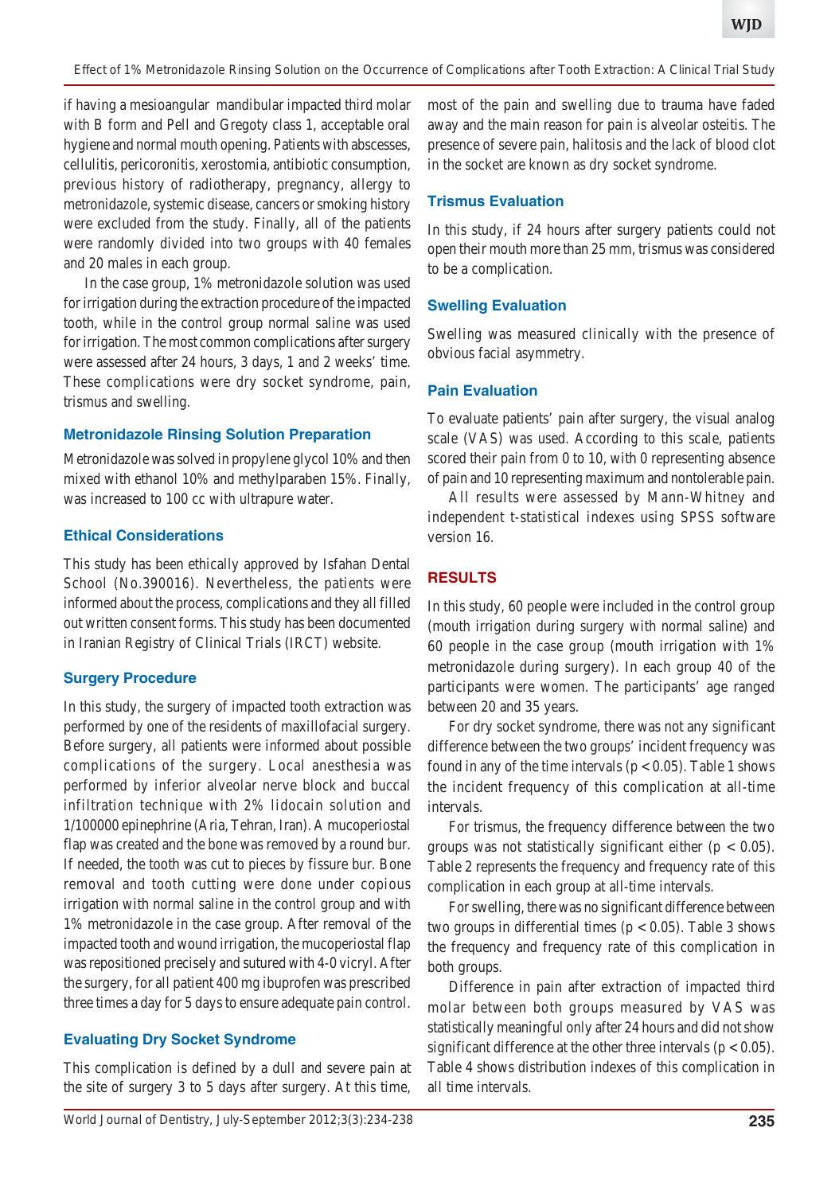if having a mesioangular mandibular impacted third molar with B form and Pell and Gregoty class 1, acceptable oral hygiene and normal mouth opening. Patients with abscesses, cellulitis, pericoronitis, xerostomia, antibiotic consumption, previous history of radiotherapy, pregnancy, allergy to metronidazole, systemic disease, cancers or smoking history were excluded from the study. Finally, all of the patients were randomly divided into two groups with 40 females and 20 males in each group.

In the case group, 1% metronidazole solution was used for irrigation during the extraction procedure of the impacted tooth, while in the control group normal saline was used for irrigation. The most common complications after surgery were assessed after 24 hours, 3 days, 1 and 2 weeks' time. These complications were dry socket syndrome, pain, trismus and swelling.

### Metronidazole Rinsing Solution Preparation

Metronidazole was solved in propylene glycol 10% and then mixed with ethanol 10% and methylparaben 15%. Finally, was increased to 100 cc with ultrapure water.

### Ethical Considerations

This study has been ethically approved by Isfahan Dental School (No.390016). Nevertheless, the patients were informed about the process, complications and they all filled out written consent forms. This study has been documented in Iranian Registry of Clinical Trials (IRCT) website.

### Surgery Procedure

In this study, the surgery of impacted tooth extraction was performed by one of the residents of maxillofacial surgery. Before surgery, all patients were informed about possible complications of the surgery. Local anesthesia was performed by inferior alveolar nerve block and buccal infiltration technique with 2% lidocain solution and 1/100000 epinephrine (Aria, Tehran, Iran). A mucoperiostal flap was created and the bone was removed by a round bur. If needed, the tooth was cut to pieces by fissure bur. Bone removal and tooth cutting were done under copious irrigation with normal saline in the control group and with 1% metronidazole in the case group. After removal of the impacted tooth and wound irrigation, the mucoperiostal flap was repositioned precisely and sutured with 4-0 vicryl. After the surgery, for all patient 400 mg ibuprofen was prescribed three times a day for 5 days to ensure adequate pain control.

### Evaluating Dry Socket Syndrome

This complication is defined by a dull and severe pain at the site of surgery 3 to 5 days after surgery. At this time, most of the pain and swelling due to trauma have faded away and the main reason for pain is alveolar osteitis. The presence of severe pain, halitosis and the lack of blood clot in the socket are known as dry socket syndrome.

### Trismus Evaluation

In this study, if 24 hours after surgery patients could not open their mouth more than 25 mm, trismus was considered to be a complication.

### Swelling Evaluation

Swelling was measured clinically with the presence of obvious facial asymmetry.

### Pain Evaluation

To evaluate patients' pain after surgery, the visual analog scale (VAS) was used. According to this scale, patients scored their pain from 0 to 10, with 0 representing absence of pain and 10 representing maximum and nontolerable pain.

All results were assessed by Mann-Whitney and independent t-statistical indexes using SPSS software version 16.

## RESULTS

In this study, 60 people were included in the control group (mouth irrigation during surgery with normal saline) and 60 people in the case group (mouth irrigation with 1% metronidazole during surgery). In each group 40 of the participants were women. The participants' age ranged between 20 and 35 years.

For dry socket syndrome, there was not any significant difference between the two groups' incident frequency was found in any of the time intervals ($p < 0.05$). Table 1 shows the incident frequency of this complication at all-time intervals.

For trismus, the frequency difference between the two groups was not statistically significant either ($p < 0.05$). Table 2 represents the frequency and frequency rate of this complication in each group at all-time intervals.

For swelling, there was no significant difference between two groups in differential times ($p < 0.05$). Table 3 shows the frequency and frequency rate of this complication in both groups.

Difference in pain after extraction of impacted third molar between both groups measured by VAS was statistically meaningful only after 24 hours and did not show significant difference at the other three intervals ($p < 0.05$). Table 4 shows distribution indexes of this complication in all time intervals.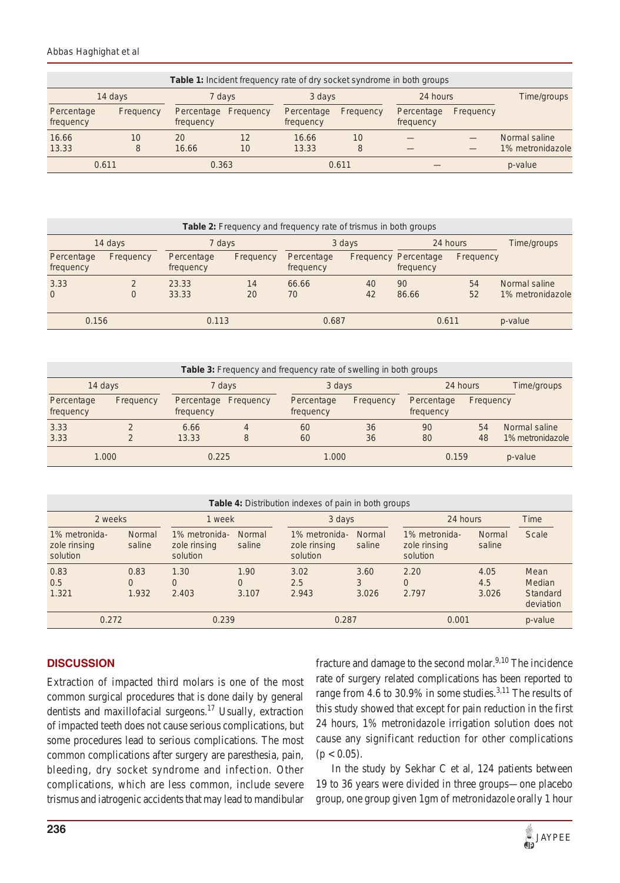**Table 1:** Incident frequency rate of dry socket syndrome in both groups

| 14 days | | 7 days | | 3 days | | 24 hours | | Time/groups |
|---|---|---|---|---|---|---|---|---|
| Percentage frequency | Frequency | Percentage frequency | Frequency | Percentage frequency | Frequency | Percentage frequency | Frequency | |
| 16.66 | 10 | 20 | 12 | 16.66 | 10 | — | — | Normal saline |
| 13.33 | 8 | 16.66 | 10 | 13.33 | 8 | — | — | 1% metronidazole |
| 0.611 | | 0.363 | | 0.611 | | — | | p-value |

**Table 2:** Frequency and frequency rate of trismus in both groups

| 14 days | | 7 days | | 3 days | | 24 hours | | Time/groups |
|---|---|---|---|---|---|---|---|---|
| Percentage frequency | Frequency | Percentage frequency | Frequency | Percentage frequency | Frequency | Percentage frequency | Frequency | |
| 3.33 | 2 | 23.33 | 14 | 66.66 | 40 | 90 | 54 | Normal saline |
| 0 | 0 | 33.33 | 20 | 70 | 42 | 86.66 | 52 | 1% metronidazole |
| 0.156 | | 0.113 | | 0.687 | | 0.611 | | p-value |

**Table 3:** Frequency and frequency rate of swelling in both groups

| 14 days | | 7 days | | 3 days | | 24 hours | | Time/groups |
|---|---|---|---|---|---|---|---|---|
| Percentage frequency | Frequency | Percentage frequency | Frequency | Percentage frequency | Frequency | Percentage frequency | Frequency | |
| 3.33 | 2 | 6.66 | 4 | 60 | 36 | 90 | 54 | Normal saline |
| 3.33 | 2 | 13.33 | 8 | 60 | 36 | 80 | 48 | 1% metronidazole |
| 1.000 | | 0.225 | | 1.000 | | 0.159 | | p-value |

**Table 4:** Distribution indexes of pain in both groups

| 2 weeks | | 1 week | | 3 days | | 24 hours | | Time |
|---|---|---|---|---|---|---|---|---|
| 1% metronidazole rinsing solution | Normal saline | 1% metronidazole rinsing solution | Normal saline | 1% metronidazole rinsing solution | Normal saline | 1% metronidazole rinsing solution | Normal saline | Scale |
| 0.83 | 0.83 | 1.30 | 1.90 | 3.02 | 3.60 | 2.20 | 4.05 | Mean |
| 0.5 | 0 | 0 | 0 | 2.5 | 3 | 0 | 4.5 | Median |
| 1.321 | 1.932 | 2.403 | 3.107 | 2.943 | 3.026 | 2.797 | 3.026 | Standard deviation |
| 0.272 | | 0.239 | | 0.287 | | 0.001 | | p-value |

## DISCUSSION

Extraction of impacted third molars is one of the most common surgical procedures that is done daily by general dentists and maxillofacial surgeons.[17] Usually, extraction of impacted teeth does not cause serious complications, but some procedures lead to serious complications. The most common complications after surgery are paresthesia, pain, bleeding, dry socket syndrome and infection. Other complications, which are less common, include severe trismus and iatrogenic accidents that may lead to mandibular fracture and damage to the second molar.[9,10] The incidence rate of surgery related complications has been reported to range from 4.6 to 30.9% in some studies.[3,11] The results of this study showed that except for pain reduction in the first 24 hours, 1% metronidazole irrigation solution does not cause any significant reduction for other complications ($p < 0.05$).

In the study by Sekhar C et al, 124 patients between 19 to 36 years were divided in three groups—one placebo group, one group given 1gm of metronidazole orally 1 hour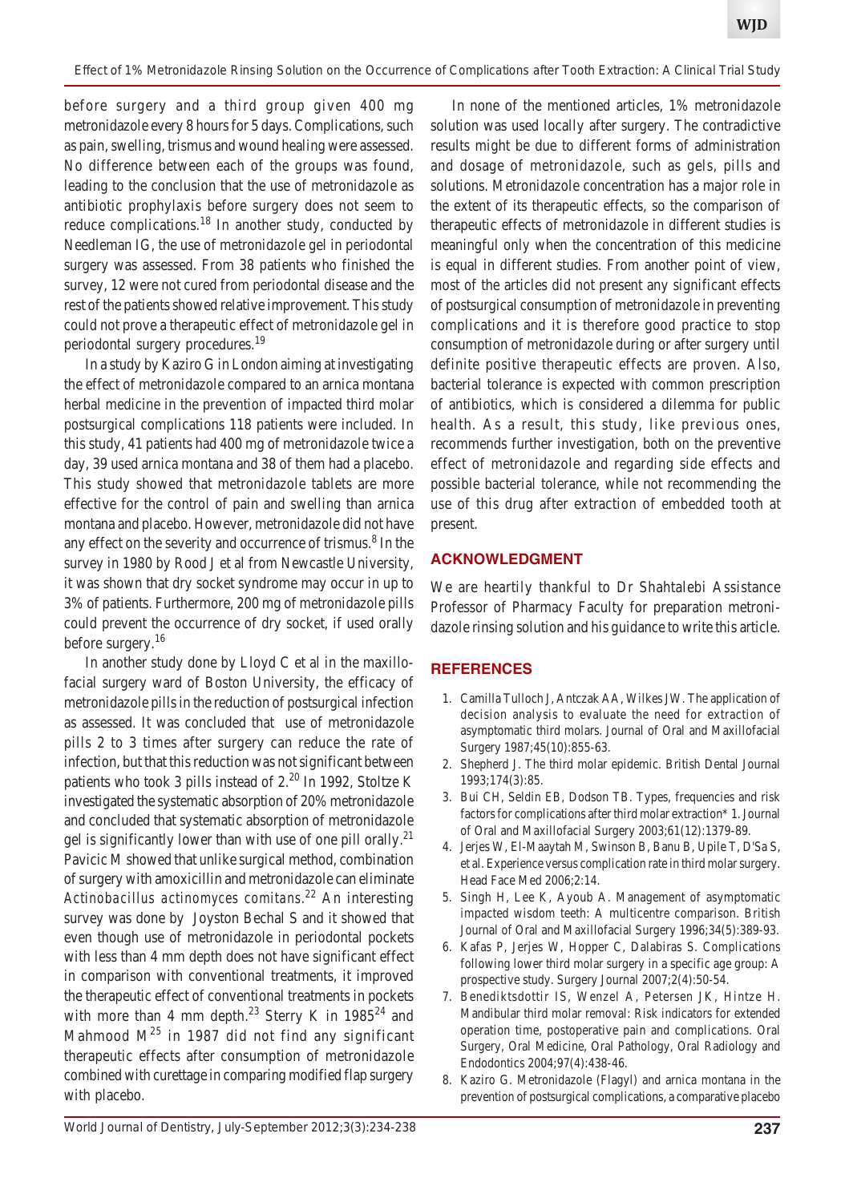before surgery and a third group given 400 mg metronidazole every 8 hours for 5 days. Complications, such as pain, swelling, trismus and wound healing were assessed. No difference between each of the groups was found, leading to the conclusion that the use of metronidazole as antibiotic prophylaxis before surgery does not seem to reduce complications.[18] In another study, conducted by Needleman IG, the use of metronidazole gel in periodontal surgery was assessed. From 38 patients who finished the survey, 12 were not cured from periodontal disease and the rest of the patients showed relative improvement. This study could not prove a therapeutic effect of metronidazole gel in periodontal surgery procedures.[19]

In a study by Kaziro G in London aiming at investigating the effect of metronidazole compared to an arnica montana herbal medicine in the prevention of impacted third molar postsurgical complications 118 patients were included. In this study, 41 patients had 400 mg of metronidazole twice a day, 39 used arnica montana and 38 of them had a placebo. This study showed that metronidazole tablets are more effective for the control of pain and swelling than arnica montana and placebo. However, metronidazole did not have any effect on the severity and occurrence of trismus.[8] In the survey in 1980 by Rood J et al from Newcastle University, it was shown that dry socket syndrome may occur in up to 3% of patients. Furthermore, 200 mg of metronidazole pills could prevent the occurrence of dry socket, if used orally before surgery.[16]

In another study done by Lloyd C et al in the maxillofacial surgery ward of Boston University, the efficacy of metronidazole pills in the reduction of postsurgical infection as assessed. It was concluded that use of metronidazole pills 2 to 3 times after surgery can reduce the rate of infection, but that this reduction was not significant between patients who took 3 pills instead of 2.[20] In 1992, Stoltze K investigated the systematic absorption of 20% metronidazole and concluded that systematic absorption of metronidazole gel is significantly lower than with use of one pill orally.[21] Pavicic M showed that unlike surgical method, combination of surgery with amoxicillin and metronidazole can eliminate *Actinobacillus actinomyces comitans*.[22] An interesting survey was done by Joyston Bechal S and it showed that even though use of metronidazole in periodontal pockets with less than 4 mm depth does not have significant effect in comparison with conventional treatments, it improved the therapeutic effect of conventional treatments in pockets with more than 4 mm depth.[23] Sterry K in 1985[24] and Mahmood M[25] in 1987 did not find any significant therapeutic effects after consumption of metronidazole combined with curettage in comparing modified flap surgery with placebo.

In none of the mentioned articles, 1% metronidazole solution was used locally after surgery. The contradictive results might be due to different forms of administration and dosage of metronidazole, such as gels, pills and solutions. Metronidazole concentration has a major role in the extent of its therapeutic effects, so the comparison of therapeutic effects of metronidazole in different studies is meaningful only when the concentration of this medicine is equal in different studies. From another point of view, most of the articles did not present any significant effects of postsurgical consumption of metronidazole in preventing complications and it is therefore good practice to stop consumption of metronidazole during or after surgery until definite positive therapeutic effects are proven. Also, bacterial tolerance is expected with common prescription of antibiotics, which is considered a dilemma for public health. As a result, this study, like previous ones, recommends further investigation, both on the preventive effect of metronidazole and regarding side effects and possible bacterial tolerance, while not recommending the use of this drug after extraction of embedded tooth at present.

## ACKNOWLEDGMENT

We are heartily thankful to Dr Shahtalebi Assistance Professor of Pharmacy Faculty for preparation metronidazole rinsing solution and his guidance to write this article.

## REFERENCES

1. Camilla Tulloch J, Antczak AA, Wilkes JW. The application of decision analysis to evaluate the need for extraction of asymptomatic third molars. Journal of Oral and Maxillofacial Surgery 1987;45(10):855-63.
2. Shepherd J. The third molar epidemic. British Dental Journal 1993;174(3):85.
3. Bui CH, Seldin EB, Dodson TB. Types, frequencies and risk factors for complications after third molar extraction* 1. Journal of Oral and Maxillofacial Surgery 2003;61(12):1379-89.
4. Jerjes W, El-Maaytah M, Swinson B, Banu B, Upile T, D'Sa S, et al. Experience versus complication rate in third molar surgery. Head Face Med 2006;2:14.
5. Singh H, Lee K, Ayoub A. Management of asymptomatic impacted wisdom teeth: A multicentre comparison. British Journal of Oral and Maxillofacial Surgery 1996;34(5):389-93.
6. Kafas P, Jerjes W, Hopper C, Dalabiras S. Complications following lower third molar surgery in a specific age group: A prospective study. Surgery Journal 2007;2(4):50-54.
7. Benediktsdottir IS, Wenzel A, Petersen JK, Hintze H. Mandibular third molar removal: Risk indicators for extended operation time, postoperative pain and complications. Oral Surgery, Oral Medicine, Oral Pathology, Oral Radiology and Endodontics 2004;97(4):438-46.
8. Kaziro G. Metronidazole (Flagyl) and arnica montana in the prevention of postsurgical complications, a comparative placebo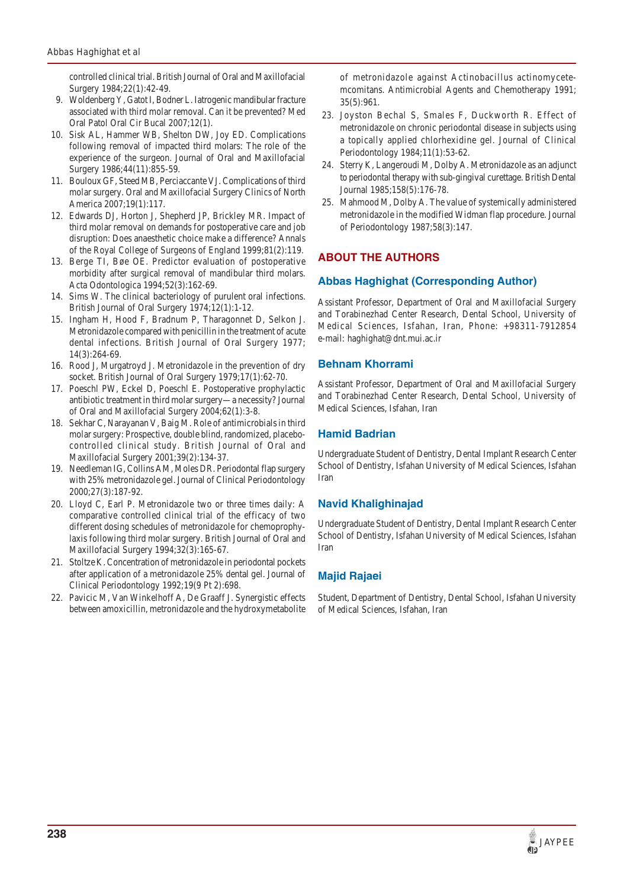controlled clinical trial. British Journal of Oral and Maxillofacial Surgery 1984;22(1):42-49.

9. Woldenberg Y, Gatot I, Bodner L. Iatrogenic mandibular fracture associated with third molar removal. Can it be prevented? Med Oral Patol Oral Cir Bucal 2007;12(1).
10. Sisk AL, Hammer WB, Shelton DW, Joy ED. Complications following removal of impacted third molars: The role of the experience of the surgeon. Journal of Oral and Maxillofacial Surgery 1986;44(11):855-59.
11. Bouloux GF, Steed MB, Perciaccante VJ. Complications of third molar surgery. Oral and Maxillofacial Surgery Clinics of North America 2007;19(1):117.
12. Edwards DJ, Horton J, Shepherd JP, Brickley MR. Impact of third molar removal on demands for postoperative care and job disruption: Does anaesthetic choice make a difference? Annals of the Royal College of Surgeons of England 1999;81(2):119.
13. Berge TI, Bøe OE. Predictor evaluation of postoperative morbidity after surgical removal of mandibular third molars. Acta Odontologica 1994;52(3):162-69.
14. Sims W. The clinical bacteriology of purulent oral infections. British Journal of Oral Surgery 1974;12(1):1-12.
15. Ingham H, Hood F, Bradnum P, Tharagonnet D, Selkon J. Metronidazole compared with penicillin in the treatment of acute dental infections. British Journal of Oral Surgery 1977; 14(3):264-69.
16. Rood J, Murgatroyd J. Metronidazole in the prevention of dry socket. British Journal of Oral Surgery 1979;17(1):62-70.
17. Poeschl PW, Eckel D, Poeschl E. Postoperative prophylactic antibiotic treatment in third molar surgery—a necessity? Journal of Oral and Maxillofacial Surgery 2004;62(1):3-8.
18. Sekhar C, Narayanan V, Baig M. Role of antimicrobials in third molar surgery: Prospective, double blind, randomized, placebo-controlled clinical study. British Journal of Oral and Maxillofacial Surgery 2001;39(2):134-37.
19. Needleman IG, Collins AM, Moles DR. Periodontal flap surgery with 25% metronidazole gel. Journal of Clinical Periodontology 2000;27(3):187-92.
20. Lloyd C, Earl P. Metronidazole two or three times daily: A comparative controlled clinical trial of the efficacy of two different dosing schedules of metronidazole for chemoprophylaxis following third molar surgery. British Journal of Oral and Maxillofacial Surgery 1994;32(3):165-67.
21. Stoltze K. Concentration of metronidazole in periodontal pockets after application of a metronidazole 25% dental gel. Journal of Clinical Periodontology 1992;19(9 Pt 2):698.
22. Pavicic M, Van Winkelhoff A, De Graaff J. Synergistic effects between amoxicillin, metronidazole and the hydroxymetabolite of metronidazole against Actinobacillus actinomycetemcomitans. Antimicrobial Agents and Chemotherapy 1991; 35(5):961.
23. Joyston Bechal S, Smales F, Duckworth R. Effect of metronidazole on chronic periodontal disease in subjects using a topically applied chlorhexidine gel. Journal of Clinical Periodontology 1984;11(1):53-62.
24. Sterry K, Langeroudi M, Dolby A. Metronidazole as an adjunct to periodontal therapy with sub-gingival curettage. British Dental Journal 1985;158(5):176-78.
25. Mahmood M, Dolby A. The value of systemically administered metronidazole in the modified Widman flap procedure. Journal of Periodontology 1987;58(3):147.

## ABOUT THE AUTHORS

### Abbas Haghighat (Corresponding Author)

Assistant Professor, Department of Oral and Maxillofacial Surgery and Torabinezhad Center Research, Dental School, University of Medical Sciences, Isfahan, Iran, Phone: +98311-7912854 e-mail: haghighat@dnt.mui.ac.ir

### Behnam Khorrami

Assistant Professor, Department of Oral and Maxillofacial Surgery and Torabinezhad Center Research, Dental School, University of Medical Sciences, Isfahan, Iran

### Hamid Badrian

Undergraduate Student of Dentistry, Dental Implant Research Center School of Dentistry, Isfahan University of Medical Sciences, Isfahan Iran

### Navid Khalighinajad

Undergraduate Student of Dentistry, Dental Implant Research Center School of Dentistry, Isfahan University of Medical Sciences, Isfahan Iran

### Majid Rajaei

Student, Department of Dentistry, Dental School, Isfahan University of Medical Sciences, Isfahan, Iran